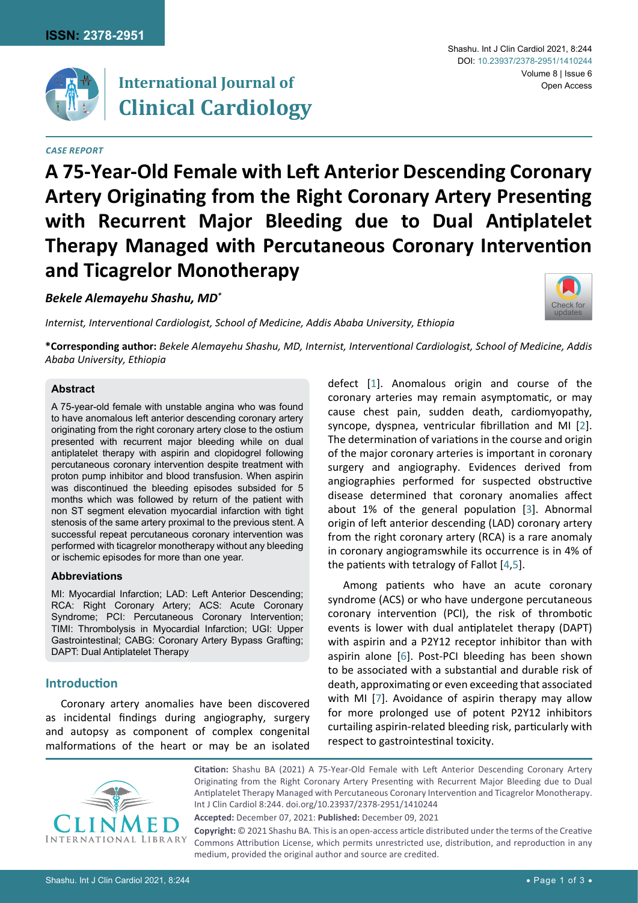*CASE REPORT*

# A 75-Year-Old Female with Left Anterior Descending Coronary Artery Originating from the Right Coronary Artery Presenting with Recurrent Major Bleeding due to Dual Antiplatelet Therapy Managed with Percutaneous Coronary Intervention and Ticagrelor Monotherapy

***Bekele Alemayehu Shashu, MD****

*Internist, Interventional Cardiologist, School of Medicine, Addis Ababa University, Ethiopia*

**\*Corresponding author:** *Bekele Alemayehu Shashu, MD, Internist, Interventional Cardiologist, School of Medicine, Addis Ababa University, Ethiopia*

### Abstract

A 75-year-old female with unstable angina who was found to have anomalous left anterior descending coronary artery originating from the right coronary artery close to the ostium presented with recurrent major bleeding while on dual antiplatelet therapy with aspirin and clopidogrel following percutaneous coronary intervention despite treatment with proton pump inhibitor and blood transfusion. When aspirin was discontinued the bleeding episodes subsided for 5 months which was followed by return of the patient with non ST segment elevation myocardial infarction with tight stenosis of the same artery proximal to the previous stent. A successful repeat percutaneous coronary intervention was performed with ticagrelor monotherapy without any bleeding or ischemic episodes for more than one year.

### Abbreviations

MI: Myocardial Infarction; LAD: Left Anterior Descending; RCA: Right Coronary Artery; ACS: Acute Coronary Syndrome; PCI: Percutaneous Coronary Intervention; TIMI: Thrombolysis in Myocardial Infarction; UGI: Upper Gastrointestinal; CABG: Coronary Artery Bypass Grafting; DAPT: Dual Antiplatelet Therapy

## Introduction

Coronary artery anomalies have been discovered as incidental findings during angiography, surgery and autopsy as component of complex congenital malformations of the heart or may be an isolated defect [1]. Anomalous origin and course of the coronary arteries may remain asymptomatic, or may cause chest pain, sudden death, cardiomyopathy, syncope, dyspnea, ventricular fibrillation and MI [2]. The determination of variations in the course and origin of the major coronary arteries is important in coronary surgery and angiography. Evidences derived from angiographies performed for suspected obstructive disease determined that coronary anomalies affect about 1% of the general population [3]. Abnormal origin of left anterior descending (LAD) coronary artery from the right coronary artery (RCA) is a rare anomaly in coronary angiogramswhile its occurrence is in 4% of the patients with tetralogy of Fallot [4,5].

Among patients who have an acute coronary syndrome (ACS) or who have undergone percutaneous coronary intervention (PCI), the risk of thrombotic events is lower with dual antiplatelet therapy (DAPT) with aspirin and a P2Y12 receptor inhibitor than with aspirin alone [6]. Post-PCI bleeding has been shown to be associated with a substantial and durable risk of death, approximating or even exceeding that associated with MI [7]. Avoidance of aspirin therapy may allow for more prolonged use of potent P2Y12 inhibitors curtailing aspirin-related bleeding risk, particularly with respect to gastrointestinal toxicity.

**Citation:** Shashu BA (2021) A 75-Year-Old Female with Left Anterior Descending Coronary Artery Originating from the Right Coronary Artery Presenting with Recurrent Major Bleeding due to Dual Antiplatelet Therapy Managed with Percutaneous Coronary Intervention and Ticagrelor Monotherapy. Int J Clin Cardiol 8:244. doi.org/10.23937/2378-2951/1410244

**Accepted:** December 07, 2021: **Published:** December 09, 2021

**Copyright:** © 2021 Shashu BA. This is an open-access article distributed under the terms of the Creative Commons Attribution License, which permits unrestricted use, distribution, and reproduction in any medium, provided the original author and source are credited.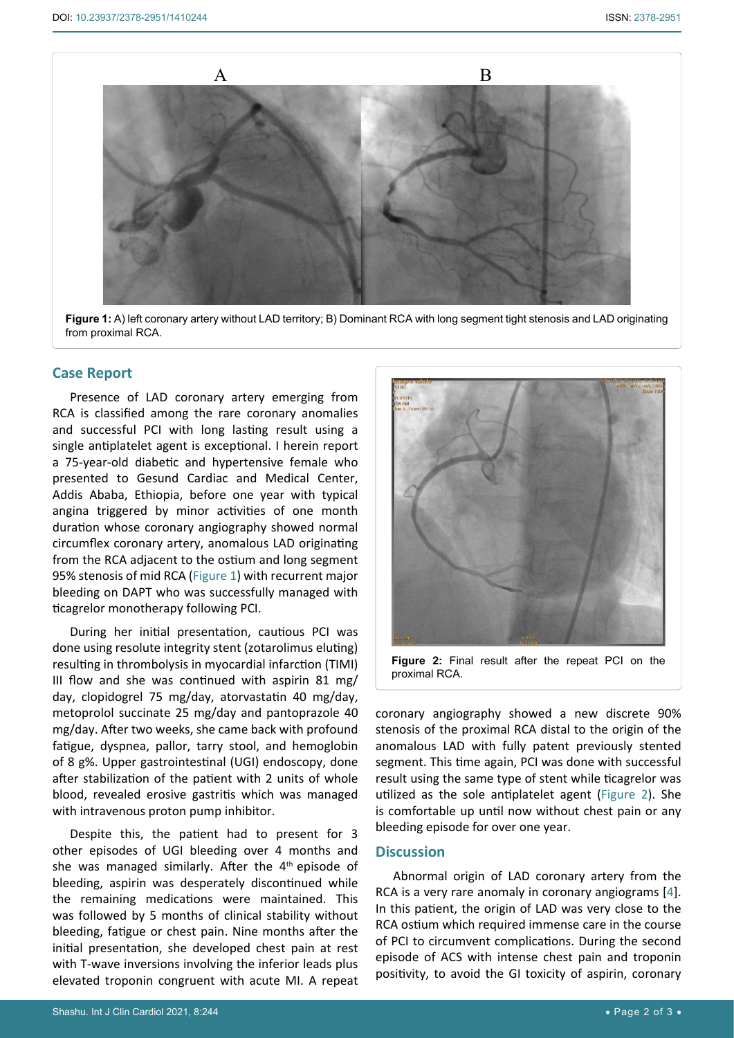**Figure 1:** A) left coronary artery without LAD territory; B) Dominant RCA with long segment tight stenosis and LAD originating from proximal RCA.

## Case Report

Presence of LAD coronary artery emerging from RCA is classified among the rare coronary anomalies and successful PCI with long lasting result using a single antiplatelet agent is exceptional. I herein report a 75-year-old diabetic and hypertensive female who presented to Gesund Cardiac and Medical Center, Addis Ababa, Ethiopia, before one year with typical angina triggered by minor activities of one month duration whose coronary angiography showed normal circumflex coronary artery, anomalous LAD originating from the RCA adjacent to the ostium and long segment 95% stenosis of mid RCA (Figure 1) with recurrent major bleeding on DAPT who was successfully managed with ticagrelor monotherapy following PCI.

During her initial presentation, cautious PCI was done using resolute integrity stent (zotarolimus eluting) resulting in thrombolysis in myocardial infarction (TIMI) III flow and she was continued with aspirin 81 mg/day, clopidogrel 75 mg/day, atorvastatin 40 mg/day, metoprolol succinate 25 mg/day and pantoprazole 40 mg/day. After two weeks, she came back with profound fatigue, dyspnea, pallor, tarry stool, and hemoglobin of 8 g%. Upper gastrointestinal (UGI) endoscopy, done after stabilization of the patient with 2 units of whole blood, revealed erosive gastritis which was managed with intravenous proton pump inhibitor.

Despite this, the patient had to present for 3 other episodes of UGI bleeding over 4 months and she was managed similarly. After the 4th episode of bleeding, aspirin was desperately discontinued while the remaining medications were maintained. This was followed by 5 months of clinical stability without bleeding, fatigue or chest pain. Nine months after the initial presentation, she developed chest pain at rest with T-wave inversions involving the inferior leads plus elevated troponin congruent with acute MI. A repeat coronary angiography showed a new discrete 90% stenosis of the proximal RCA distal to the origin of the anomalous LAD with fully patent previously stented segment. This time again, PCI was done with successful result using the same type of stent while ticagrelor was utilized as the sole antiplatelet agent (Figure 2). She is comfortable up until now without chest pain or any bleeding episode for over one year.

**Figure 2:** Final result after the repeat PCI on the proximal RCA.

## Discussion

Abnormal origin of LAD coronary artery from the RCA is a very rare anomaly in coronary angiograms [4]. In this patient, the origin of LAD was very close to the RCA ostium which required immense care in the course of PCI to circumvent complications. During the second episode of ACS with intense chest pain and troponin positivity, to avoid the GI toxicity of aspirin, coronary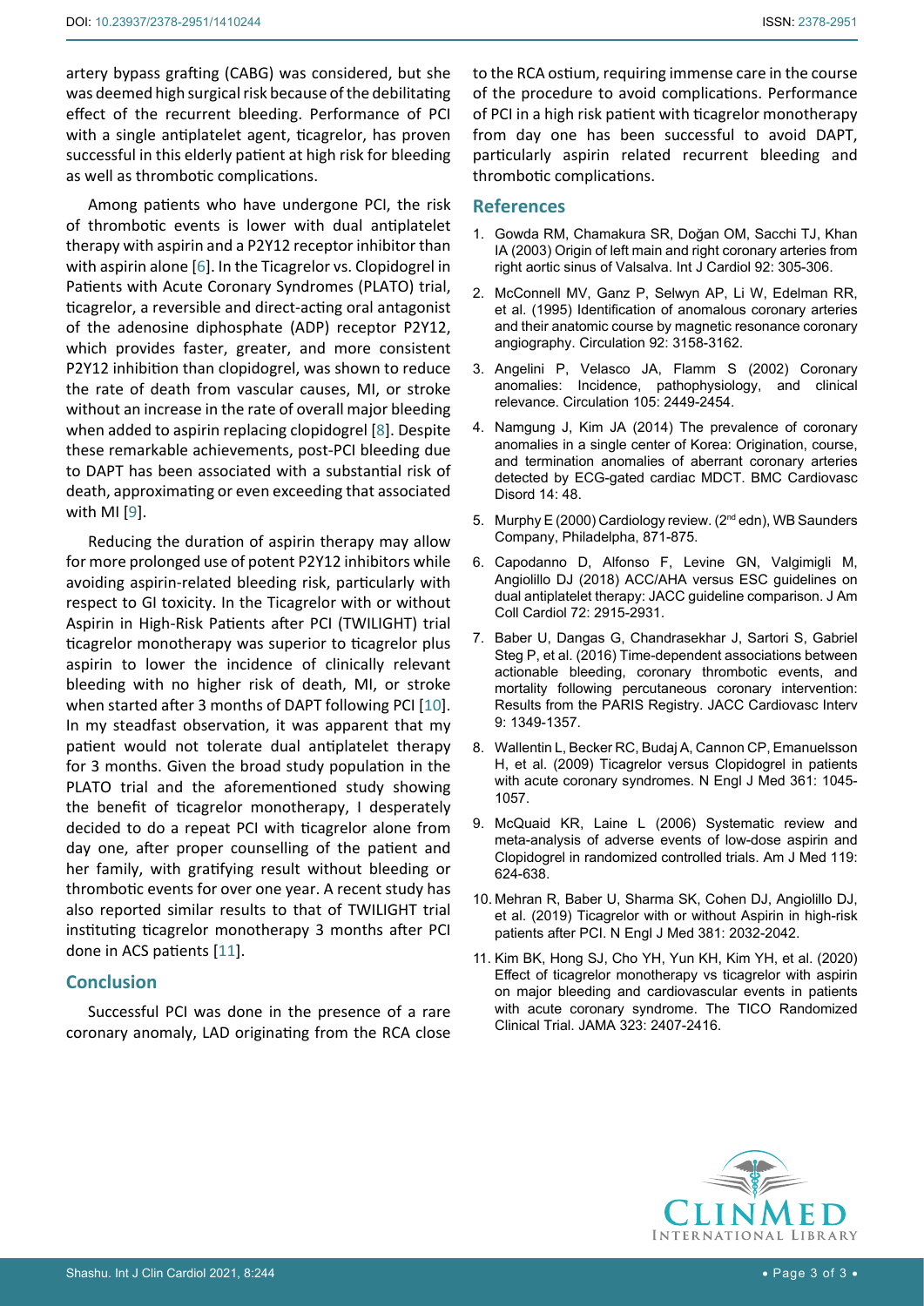artery bypass grafting (CABG) was considered, but she was deemed high surgical risk because of the debilitating effect of the recurrent bleeding. Performance of PCI with a single antiplatelet agent, ticagrelor, has proven successful in this elderly patient at high risk for bleeding as well as thrombotic complications.

Among patients who have undergone PCI, the risk of thrombotic events is lower with dual antiplatelet therapy with aspirin and a P2Y12 receptor inhibitor than with aspirin alone [6]. In the Ticagrelor vs. Clopidogrel in Patients with Acute Coronary Syndromes (PLATO) trial, ticagrelor, a reversible and direct-acting oral antagonist of the adenosine diphosphate (ADP) receptor P2Y12, which provides faster, greater, and more consistent P2Y12 inhibition than clopidogrel, was shown to reduce the rate of death from vascular causes, MI, or stroke without an increase in the rate of overall major bleeding when added to aspirin replacing clopidogrel [8]. Despite these remarkable achievements, post-PCI bleeding due to DAPT has been associated with a substantial risk of death, approximating or even exceeding that associated with MI [9].

Reducing the duration of aspirin therapy may allow for more prolonged use of potent P2Y12 inhibitors while avoiding aspirin-related bleeding risk, particularly with respect to GI toxicity. In the Ticagrelor with or without Aspirin in High-Risk Patients after PCI (TWILIGHT) trial ticagrelor monotherapy was superior to ticagrelor plus aspirin to lower the incidence of clinically relevant bleeding with no higher risk of death, MI, or stroke when started after 3 months of DAPT following PCI [10]. In my steadfast observation, it was apparent that my patient would not tolerate dual antiplatelet therapy for 3 months. Given the broad study population in the PLATO trial and the aforementioned study showing the benefit of ticagrelor monotherapy, I desperately decided to do a repeat PCI with ticagrelor alone from day one, after proper counselling of the patient and her family, with gratifying result without bleeding or thrombotic events for over one year. A recent study has also reported similar results to that of TWILIGHT trial instituting ticagrelor monotherapy 3 months after PCI done in ACS patients [11].

## Conclusion

Successful PCI was done in the presence of a rare coronary anomaly, LAD originating from the RCA close to the RCA ostium, requiring immense care in the course of the procedure to avoid complications. Performance of PCI in a high risk patient with ticagrelor monotherapy from day one has been successful to avoid DAPT, particularly aspirin related recurrent bleeding and thrombotic complications.

## References

1. Gowda RM, Chamakura SR, Doğan OM, Sacchi TJ, Khan IA (2003) Origin of left main and right coronary arteries from right aortic sinus of Valsalva. Int J Cardiol 92: 305-306.
2. McConnell MV, Ganz P, Selwyn AP, Li W, Edelman RR, et al. (1995) Identification of anomalous coronary arteries and their anatomic course by magnetic resonance coronary angiography. Circulation 92: 3158-3162.
3. Angelini P, Velasco JA, Flamm S (2002) Coronary anomalies: Incidence, pathophysiology, and clinical relevance. Circulation 105: 2449-2454.
4. Namgung J, Kim JA (2014) The prevalence of coronary anomalies in a single center of Korea: Origination, course, and termination anomalies of aberrant coronary arteries detected by ECG-gated cardiac MDCT. BMC Cardiovasc Disord 14: 48.
5. Murphy E (2000) Cardiology review. (2nd edn), WB Saunders Company, Philadelphia, 871-875.
6. Capodanno D, Alfonso F, Levine GN, Valgimigli M, Angiolillo DJ (2018) ACC/AHA versus ESC guidelines on dual antiplatelet therapy: JACC guideline comparison. J Am Coll Cardiol 72: 2915-2931.
7. Baber U, Dangas G, Chandrasekhar J, Sartori S, Gabriel Steg P, et al. (2016) Time-dependent associations between actionable bleeding, coronary thrombotic events, and mortality following percutaneous coronary intervention: Results from the PARIS Registry. JACC Cardiovasc Interv 9: 1349-1357.
8. Wallentin L, Becker RC, Budaj A, Cannon CP, Emanuelsson H, et al. (2009) Ticagrelor versus Clopidogrel in patients with acute coronary syndromes. N Engl J Med 361: 1045-1057.
9. McQuaid KR, Laine L (2006) Systematic review and meta-analysis of adverse events of low-dose aspirin and Clopidogrel in randomized controlled trials. Am J Med 119: 624-638.
10. Mehran R, Baber U, Sharma SK, Cohen DJ, Angiolillo DJ, et al. (2019) Ticagrelor with or without Aspirin in high-risk patients after PCI. N Engl J Med 381: 2032-2042.
11. Kim BK, Hong SJ, Cho YH, Yun KH, Kim YH, et al. (2020) Effect of ticagrelor monotherapy vs ticagrelor with aspirin on major bleeding and cardiovascular events in patients with acute coronary syndrome. The TICO Randomized Clinical Trial. JAMA 323: 2407-2416.